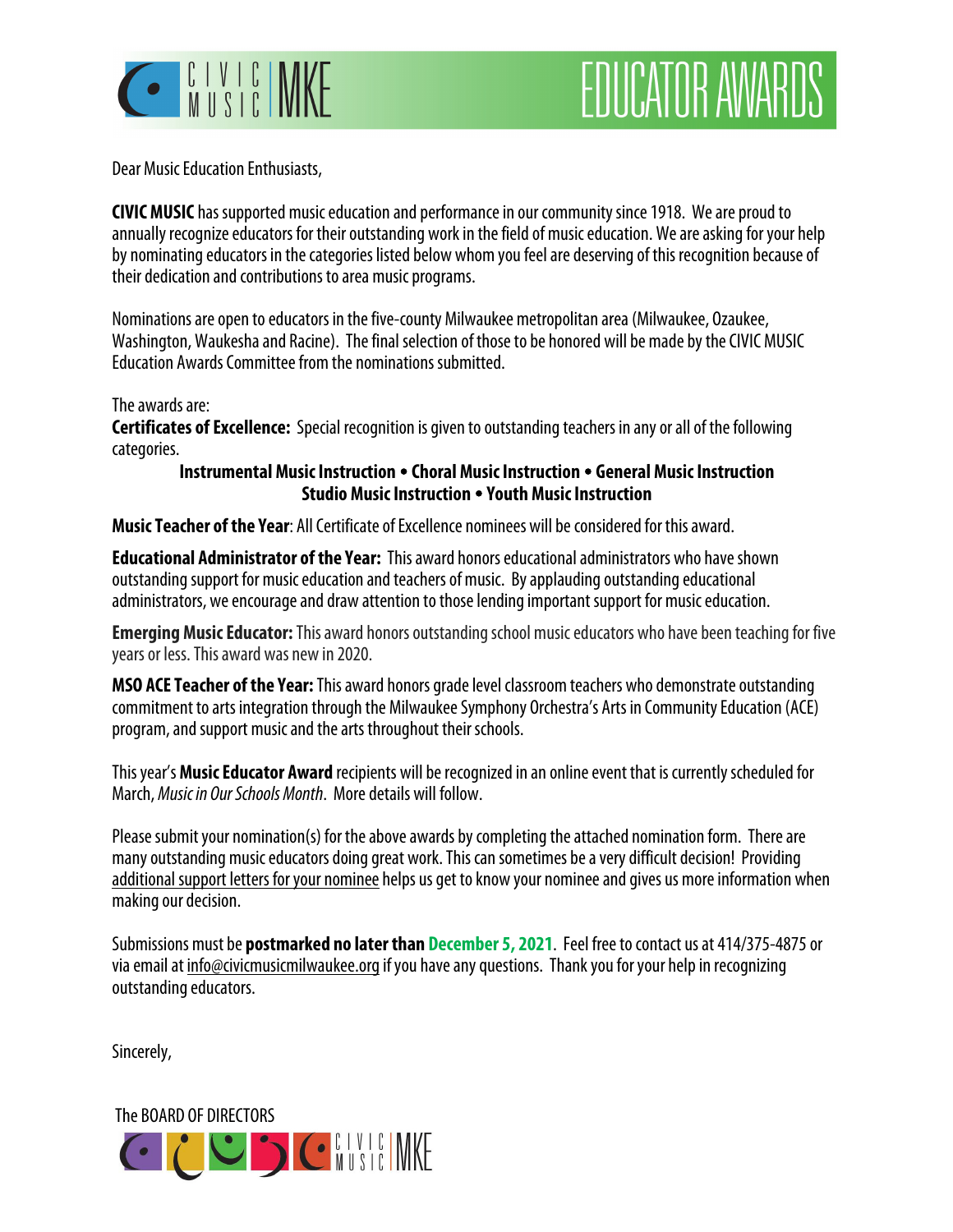CIVIC MUSIC MKE

# EDUCATOR AWARDS

Dear Music Education Enthusiasts,

**CIVIC MUSIC** has supported music education and performance in our community since 1918. We are proud to annually recognize educators for their outstanding work in the field of music education. We are asking for your help by nominating educators in the categories listed below whom you feel are deserving of this recognition because of their dedication and contributions to area music programs.

Nominations are open to educators in the five-county Milwaukee metropolitan area (Milwaukee, Ozaukee, Washington, Waukesha and Racine). The final selection of those to be honored will be made by the CIVIC MUSIC Education Awards Committee from the nominations submitted.

The awards are:
**Certificates of Excellence:** Special recognition is given to outstanding teachers in any or all of the following categories.

**Instrumental Music Instruction • Choral Music Instruction • General Music Instruction**
**Studio Music Instruction • Youth Music Instruction**

**Music Teacher of the Year**: All Certificate of Excellence nominees will be considered for this award.

**Educational Administrator of the Year:** This award honors educational administrators who have shown outstanding support for music education and teachers of music. By applauding outstanding educational administrators, we encourage and draw attention to those lending important support for music education.

**Emerging Music Educator:** This award honors outstanding school music educators who have been teaching for five years or less. This award was new in 2020.

**MSO ACE Teacher of the Year:** This award honors grade level classroom teachers who demonstrate outstanding commitment to arts integration through the Milwaukee Symphony Orchestra's Arts in Community Education (ACE) program, and support music and the arts throughout their schools.

This year's **Music Educator Award** recipients will be recognized in an online event that is currently scheduled for March, *Music in Our Schools Month*. More details will follow.

Please submit your nomination(s) for the above awards by completing the attached nomination form. There are many outstanding music educators doing great work. This can sometimes be a very difficult decision! Providing additional support letters for your nominee helps us get to know your nominee and gives us more information when making our decision.

Submissions must be **postmarked no later than December 5, 2021**. Feel free to contact us at 414/375-4875 or via email at info@civicmusicmilwaukee.org if you have any questions. Thank you for your help in recognizing outstanding educators.

Sincerely,

The BOARD OF DIRECTORS

CIVIC MUSIC MKE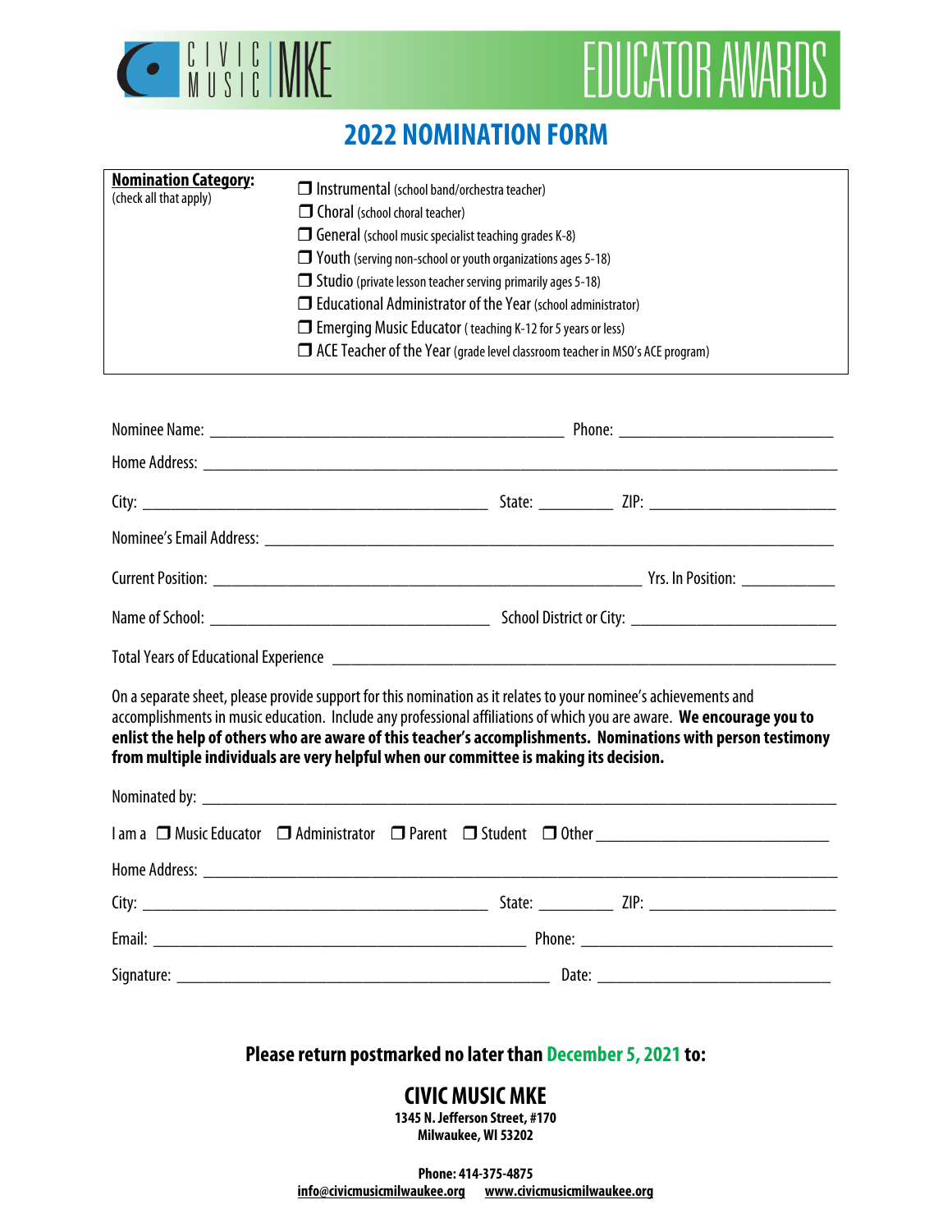CIVIC MUSIC MKE

# EDUCATOR AWARDS

## 2022 NOMINATION FORM

**Nomination Category:**
(check all that apply)

- ❒ Instrumental (school band/orchestra teacher)
- ❒ Choral (school choral teacher)
- ❒ General (school music specialist teaching grades K-8)
- ❒ Youth (serving non-school or youth organizations ages 5-18)
- ❒ Studio (private lesson teacher serving primarily ages 5-18)
- ❒ Educational Administrator of the Year (school administrator)
- ❒ Emerging Music Educator ( teaching K-12 for 5 years or less)
- ❒ ACE Teacher of the Year (grade level classroom teacher in MSO's ACE program)

Nominee Name: ____________________________ Phone: ____________________

Home Address: ______________________________________________________

City: ____________________________ State: ________ ZIP: ________________

Nominee's Email Address: _____________________________________________

Current Position: ________________________________ Yrs. In Position: __________

Name of School: ______________________ School District or City: ________________

Total Years of Educational Experience ___________________________________________

On a separate sheet, please provide support for this nomination as it relates to your nominee's achievements and accomplishments in music education. Include any professional affiliations of which you are aware. **We encourage you to enlist the help of others who are aware of this teacher's accomplishments. Nominations with person testimony from multiple individuals are very helpful when our committee is making its decision.**

Nominated by: ________________________________________________________

I am a ❒ Music Educator ❒ Administrator ❒ Parent ❒ Student ❒ Other ____________________

Home Address: ______________________________________________________

City: ____________________________ State: ________ ZIP: ________________

Email: ______________________________ Phone: ______________________

Signature: ______________________________ Date: ______________________

**Please return postmarked no later than December 5, 2021 to:**

**CIVIC MUSIC MKE**
**1345 N. Jefferson Street, #170**
**Milwaukee, WI 53202**

**Phone: 414-375-4875**
**info@civicmusicmilwaukee.org** **www.civicmusicmilwaukee.org**